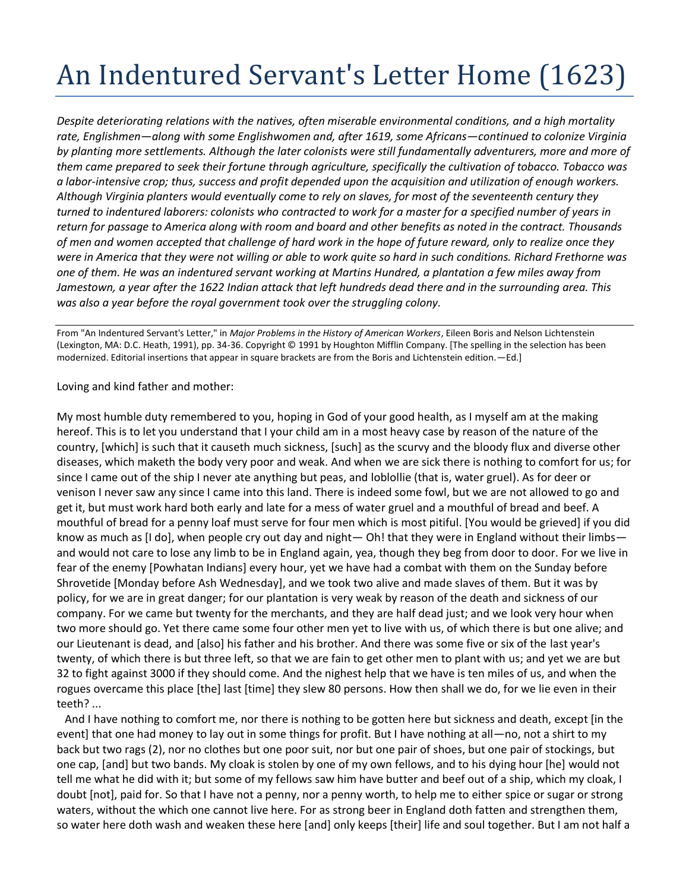# An Indentured Servant's Letter Home (1623)

*Despite deteriorating relations with the natives, often miserable environmental conditions, and a high mortality rate, Englishmen—along with some Englishwomen and, after 1619, some Africans—continued to colonize Virginia by planting more settlements. Although the later colonists were still fundamentally adventurers, more and more of them came prepared to seek their fortune through agriculture, specifically the cultivation of tobacco. Tobacco was a labor-intensive crop; thus, success and profit depended upon the acquisition and utilization of enough workers. Although Virginia planters would eventually come to rely on slaves, for most of the seventeenth century they turned to indentured laborers: colonists who contracted to work for a master for a specified number of years in return for passage to America along with room and board and other benefits as noted in the contract. Thousands of men and women accepted that challenge of hard work in the hope of future reward, only to realize once they were in America that they were not willing or able to work quite so hard in such conditions. Richard Frethorne was one of them. He was an indentured servant working at Martins Hundred, a plantation a few miles away from Jamestown, a year after the 1622 Indian attack that left hundreds dead there and in the surrounding area. This was also a year before the royal government took over the struggling colony.*

From "An Indentured Servant's Letter," in *Major Problems in the History of American Workers*, Eileen Boris and Nelson Lichtenstein (Lexington, MA: D.C. Heath, 1991), pp. 34-36. Copyright © 1991 by Houghton Mifflin Company. [The spelling in the selection has been modernized. Editorial insertions that appear in square brackets are from the Boris and Lichtenstein edition.—Ed.]

Loving and kind father and mother:

My most humble duty remembered to you, hoping in God of your good health, as I myself am at the making hereof. This is to let you understand that I your child am in a most heavy case by reason of the nature of the country, [which] is such that it causeth much sickness, [such] as the scurvy and the bloody flux and diverse other diseases, which maketh the body very poor and weak. And when we are sick there is nothing to comfort for us; for since I came out of the ship I never ate anything but peas, and loblollie (that is, water gruel). As for deer or venison I never saw any since I came into this land. There is indeed some fowl, but we are not allowed to go and get it, but must work hard both early and late for a mess of water gruel and a mouthful of bread and beef. A mouthful of bread for a penny loaf must serve for four men which is most pitiful. [You would be grieved] if you did know as much as [I do], when people cry out day and night— Oh! that they were in England without their limbs— and would not care to lose any limb to be in England again, yea, though they beg from door to door. For we live in fear of the enemy [Powhatan Indians] every hour, yet we have had a combat with them on the Sunday before Shrovetide [Monday before Ash Wednesday], and we took two alive and made slaves of them. But it was by policy, for we are in great danger; for our plantation is very weak by reason of the death and sickness of our company. For we came but twenty for the merchants, and they are half dead just; and we look very hour when two more should go. Yet there came some four other men yet to live with us, of which there is but one alive; and our Lieutenant is dead, and [also] his father and his brother. And there was some five or six of the last year's twenty, of which there is but three left, so that we are fain to get other men to plant with us; and yet we are but 32 to fight against 3000 if they should come. And the nighest help that we have is ten miles of us, and when the rogues overcame this place [the] last [time] they slew 80 persons. How then shall we do, for we lie even in their teeth? ...

And I have nothing to comfort me, nor there is nothing to be gotten here but sickness and death, except [in the event] that one had money to lay out in some things for profit. But I have nothing at all—no, not a shirt to my back but two rags (2), nor no clothes but one poor suit, nor but one pair of shoes, but one pair of stockings, but one cap, [and] but two bands. My cloak is stolen by one of my own fellows, and to his dying hour [he] would not tell me what he did with it; but some of my fellows saw him have butter and beef out of a ship, which my cloak, I doubt [not], paid for. So that I have not a penny, nor a penny worth, to help me to either spice or sugar or strong waters, without the which one cannot live here. For as strong beer in England doth fatten and strengthen them, so water here doth wash and weaken these here [and] only keeps [their] life and soul together. But I am not half a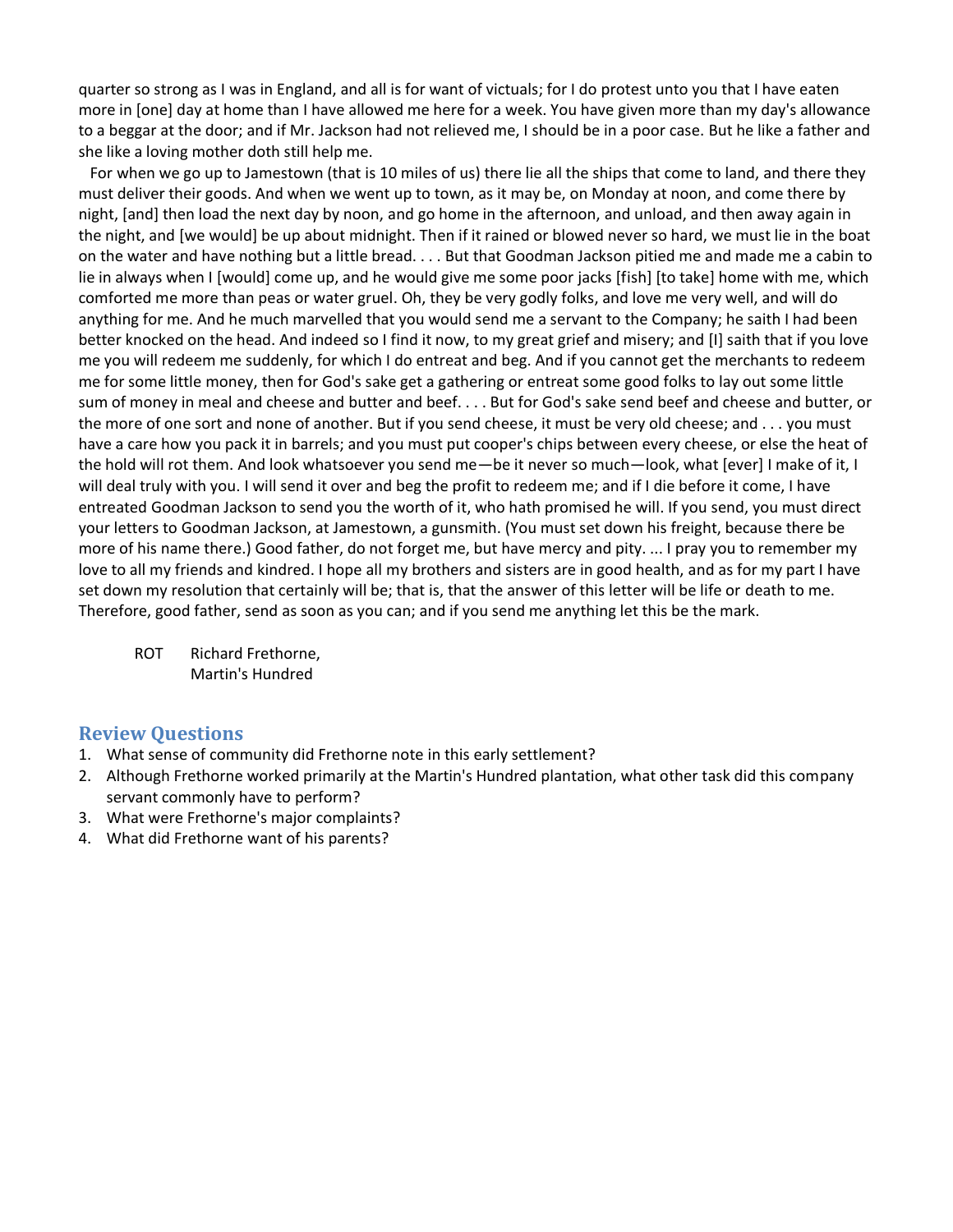quarter so strong as I was in England, and all is for want of victuals; for I do protest unto you that I have eaten more in [one] day at home than I have allowed me here for a week. You have given more than my day's allowance to a beggar at the door; and if Mr. Jackson had not relieved me, I should be in a poor case. But he like a father and she like a loving mother doth still help me.

For when we go up to Jamestown (that is 10 miles of us) there lie all the ships that come to land, and there they must deliver their goods. And when we went up to town, as it may be, on Monday at noon, and come there by night, [and] then load the next day by noon, and go home in the afternoon, and unload, and then away again in the night, and [we would] be up about midnight. Then if it rained or blowed never so hard, we must lie in the boat on the water and have nothing but a little bread. . . . But that Goodman Jackson pitied me and made me a cabin to lie in always when I [would] come up, and he would give me some poor jacks [fish] [to take] home with me, which comforted me more than peas or water gruel. Oh, they be very godly folks, and love me very well, and will do anything for me. And he much marvelled that you would send me a servant to the Company; he saith I had been better knocked on the head. And indeed so I find it now, to my great grief and misery; and [I] saith that if you love me you will redeem me suddenly, for which I do entreat and beg. And if you cannot get the merchants to redeem me for some little money, then for God's sake get a gathering or entreat some good folks to lay out some little sum of money in meal and cheese and butter and beef. . . . But for God's sake send beef and cheese and butter, or the more of one sort and none of another. But if you send cheese, it must be very old cheese; and . . . you must have a care how you pack it in barrels; and you must put cooper's chips between every cheese, or else the heat of the hold will rot them. And look whatsoever you send me—be it never so much—look, what [ever] I make of it, I will deal truly with you. I will send it over and beg the profit to redeem me; and if I die before it come, I have entreated Goodman Jackson to send you the worth of it, who hath promised he will. If you send, you must direct your letters to Goodman Jackson, at Jamestown, a gunsmith. (You must set down his freight, because there be more of his name there.) Good father, do not forget me, but have mercy and pity. ... I pray you to remember my love to all my friends and kindred. I hope all my brothers and sisters are in good health, and as for my part I have set down my resolution that certainly will be; that is, that the answer of this letter will be life or death to me. Therefore, good father, send as soon as you can; and if you send me anything let this be the mark.

ROT Richard Frethorne,
Martin's Hundred

## Review Questions

1. What sense of community did Frethorne note in this early settlement?
2. Although Frethorne worked primarily at the Martin's Hundred plantation, what other task did this company servant commonly have to perform?
3. What were Frethorne's major complaints?
4. What did Frethorne want of his parents?